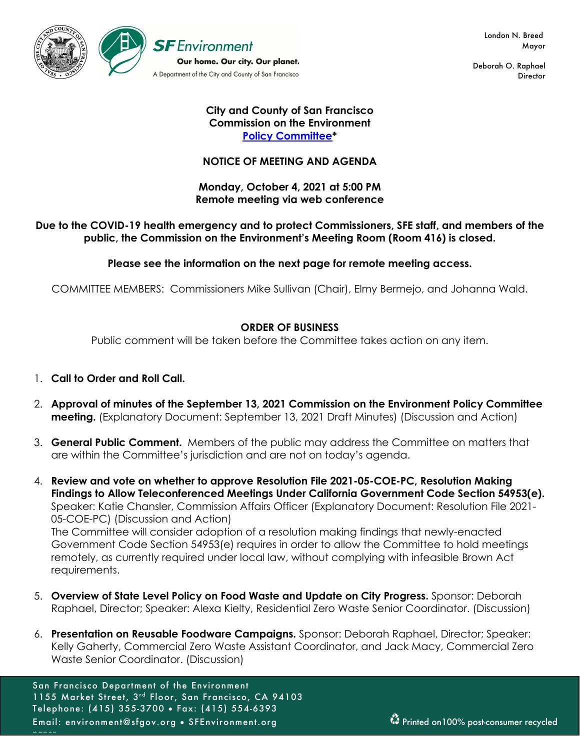SF Environment

Our home. Our city. Our planet.

A Department of the City and County of San Francisco

London N. Breed
Mayor

Deborah O. Raphael
Director

**City and County of San Francisco**
**Commission on the Environment**
**Policy Committee***

**NOTICE OF MEETING AND AGENDA**

**Monday, October 4, 2021 at 5:00 PM**
**Remote meeting via web conference**

**Due to the COVID-19 health emergency and to protect Commissioners, SFE staff, and members of the public, the Commission on the Environment's Meeting Room (Room 416) is closed.**

**Please see the information on the next page for remote meeting access.**

COMMITTEE MEMBERS: Commissioners Mike Sullivan (Chair), Elmy Bermejo, and Johanna Wald.

**ORDER OF BUSINESS**

Public comment will be taken before the Committee takes action on any item.

1. **Call to Order and Roll Call.**

2. **Approval of minutes of the September 13, 2021 Commission on the Environment Policy Committee meeting.** (Explanatory Document: September 13, 2021 Draft Minutes) (Discussion and Action)

3. **General Public Comment.** Members of the public may address the Committee on matters that are within the Committee's jurisdiction and are not on today's agenda.

4. **Review and vote on whether to approve Resolution File 2021-05-COE-PC, Resolution Making Findings to Allow Teleconferenced Meetings Under California Government Code Section 54953(e).** Speaker: Katie Chansler, Commission Affairs Officer (Explanatory Document: Resolution File 2021-05-COE-PC) (Discussion and Action)
   The Committee will consider adoption of a resolution making findings that newly-enacted Government Code Section 54953(e) requires in order to allow the Committee to hold meetings remotely, as currently required under local law, without complying with infeasible Brown Act requirements.

5. **Overview of State Level Policy on Food Waste and Update on City Progress.** Sponsor: Deborah Raphael, Director; Speaker: Alexa Kielty, Residential Zero Waste Senior Coordinator. (Discussion)

6. **Presentation on Reusable Foodware Campaigns.** Sponsor: Deborah Raphael, Director; Speaker: Kelly Gaherty, Commercial Zero Waste Assistant Coordinator, and Jack Macy, Commercial Zero Waste Senior Coordinator. (Discussion)

San Francisco Department of the Environment
1155 Market Street, 3rd Floor, San Francisco, CA 94103
Telephone: (415) 355-3700 • Fax: (415) 554-6393
Email: environment@sfgov.org • SFEnvironment.org

Printed on 100% post-consumer recycled paper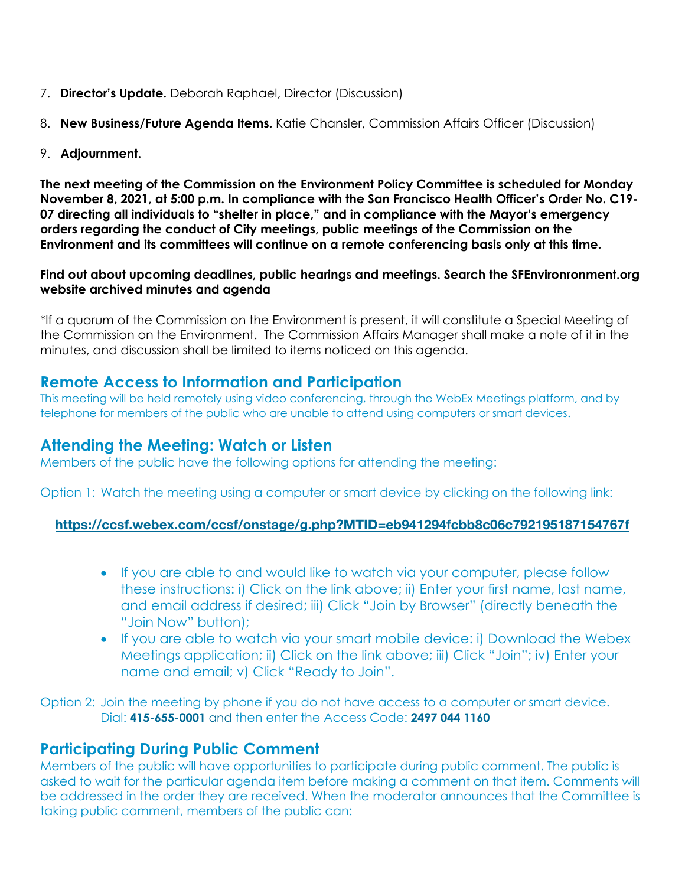7. **Director's Update.** Deborah Raphael, Director (Discussion)

8. **New Business/Future Agenda Items.** Katie Chansler, Commission Affairs Officer (Discussion)

9. **Adjournment.**

**The next meeting of the Commission on the Environment Policy Committee is scheduled for Monday November 8, 2021, at 5:00 p.m. In compliance with the San Francisco Health Officer's Order No. C19-07 directing all individuals to "shelter in place," and in compliance with the Mayor's emergency orders regarding the conduct of City meetings, public meetings of the Commission on the Environment and its committees will continue on a remote conferencing basis only at this time.**

**Find out about upcoming deadlines, public hearings and meetings. Search the SFEnvironronment.org website archived minutes and agenda**

*If a quorum of the Commission on the Environment is present, it will constitute a Special Meeting of the Commission on the Environment. The Commission Affairs Manager shall make a note of it in the minutes, and discussion shall be limited to items noticed on this agenda.

## Remote Access to Information and Participation

This meeting will be held remotely using video conferencing, through the WebEx Meetings platform, and by telephone for members of the public who are unable to attend using computers or smart devices.

## Attending the Meeting: Watch or Listen

Members of the public have the following options for attending the meeting:

Option 1: Watch the meeting using a computer or smart device by clicking on the following link:

**https://ccsf.webex.com/ccsf/onstage/g.php?MTID=eb941294fcbb8c06c792195187154767f**

- If you are able to and would like to watch via your computer, please follow these instructions: i) Click on the link above; ii) Enter your first name, last name, and email address if desired; iii) Click "Join by Browser" (directly beneath the "Join Now" button);
- If you are able to watch via your smart mobile device: i) Download the Webex Meetings application; ii) Click on the link above; iii) Click "Join"; iv) Enter your name and email; v) Click "Ready to Join".

Option 2: Join the meeting by phone if you do not have access to a computer or smart device. Dial: **415-655-0001** and then enter the Access Code: **2497 044 1160**

## Participating During Public Comment

Members of the public will have opportunities to participate during public comment. The public is asked to wait for the particular agenda item before making a comment on that item. Comments will be addressed in the order they are received. When the moderator announces that the Committee is taking public comment, members of the public can: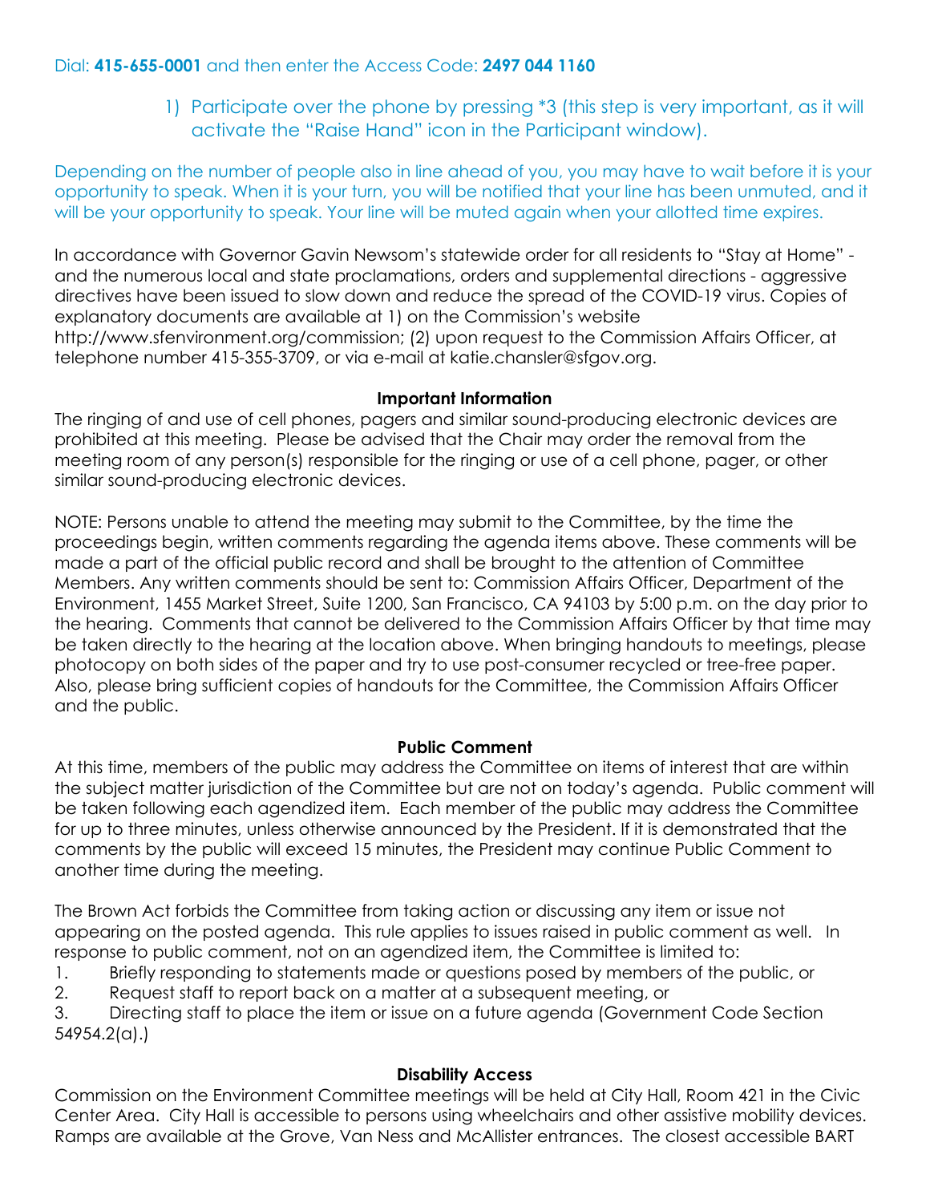Dial: **415-655-0001** and then enter the Access Code: **2497 044 1160**

1) Participate over the phone by pressing *3 (this step is very important, as it will activate the "Raise Hand" icon in the Participant window).

Depending on the number of people also in line ahead of you, you may have to wait before it is your opportunity to speak. When it is your turn, you will be notified that your line has been unmuted, and it will be your opportunity to speak. Your line will be muted again when your allotted time expires.

In accordance with Governor Gavin Newsom's statewide order for all residents to "Stay at Home" - and the numerous local and state proclamations, orders and supplemental directions - aggressive directives have been issued to slow down and reduce the spread of the COVID-19 virus. Copies of explanatory documents are available at 1) on the Commission's website http://www.sfenvironment.org/commission; (2) upon request to the Commission Affairs Officer, at telephone number 415-355-3709, or via e-mail at katie.chansler@sfgov.org.

**Important Information**

The ringing of and use of cell phones, pagers and similar sound-producing electronic devices are prohibited at this meeting. Please be advised that the Chair may order the removal from the meeting room of any person(s) responsible for the ringing or use of a cell phone, pager, or other similar sound-producing electronic devices.

NOTE: Persons unable to attend the meeting may submit to the Committee, by the time the proceedings begin, written comments regarding the agenda items above. These comments will be made a part of the official public record and shall be brought to the attention of Committee Members. Any written comments should be sent to: Commission Affairs Officer, Department of the Environment, 1455 Market Street, Suite 1200, San Francisco, CA 94103 by 5:00 p.m. on the day prior to the hearing. Comments that cannot be delivered to the Commission Affairs Officer by that time may be taken directly to the hearing at the location above. When bringing handouts to meetings, please photocopy on both sides of the paper and try to use post-consumer recycled or tree-free paper. Also, please bring sufficient copies of handouts for the Committee, the Commission Affairs Officer and the public.

**Public Comment**

At this time, members of the public may address the Committee on items of interest that are within the subject matter jurisdiction of the Committee but are not on today's agenda. Public comment will be taken following each agendized item. Each member of the public may address the Committee for up to three minutes, unless otherwise announced by the President. If it is demonstrated that the comments by the public will exceed 15 minutes, the President may continue Public Comment to another time during the meeting.

The Brown Act forbids the Committee from taking action or discussing any item or issue not appearing on the posted agenda. This rule applies to issues raised in public comment as well. In response to public comment, not on an agendized item, the Committee is limited to:

1. Briefly responding to statements made or questions posed by members of the public, or
2. Request staff to report back on a matter at a subsequent meeting, or
3. Directing staff to place the item or issue on a future agenda (Government Code Section 54954.2(a).)

**Disability Access**

Commission on the Environment Committee meetings will be held at City Hall, Room 421 in the Civic Center Area. City Hall is accessible to persons using wheelchairs and other assistive mobility devices. Ramps are available at the Grove, Van Ness and McAllister entrances. The closest accessible BART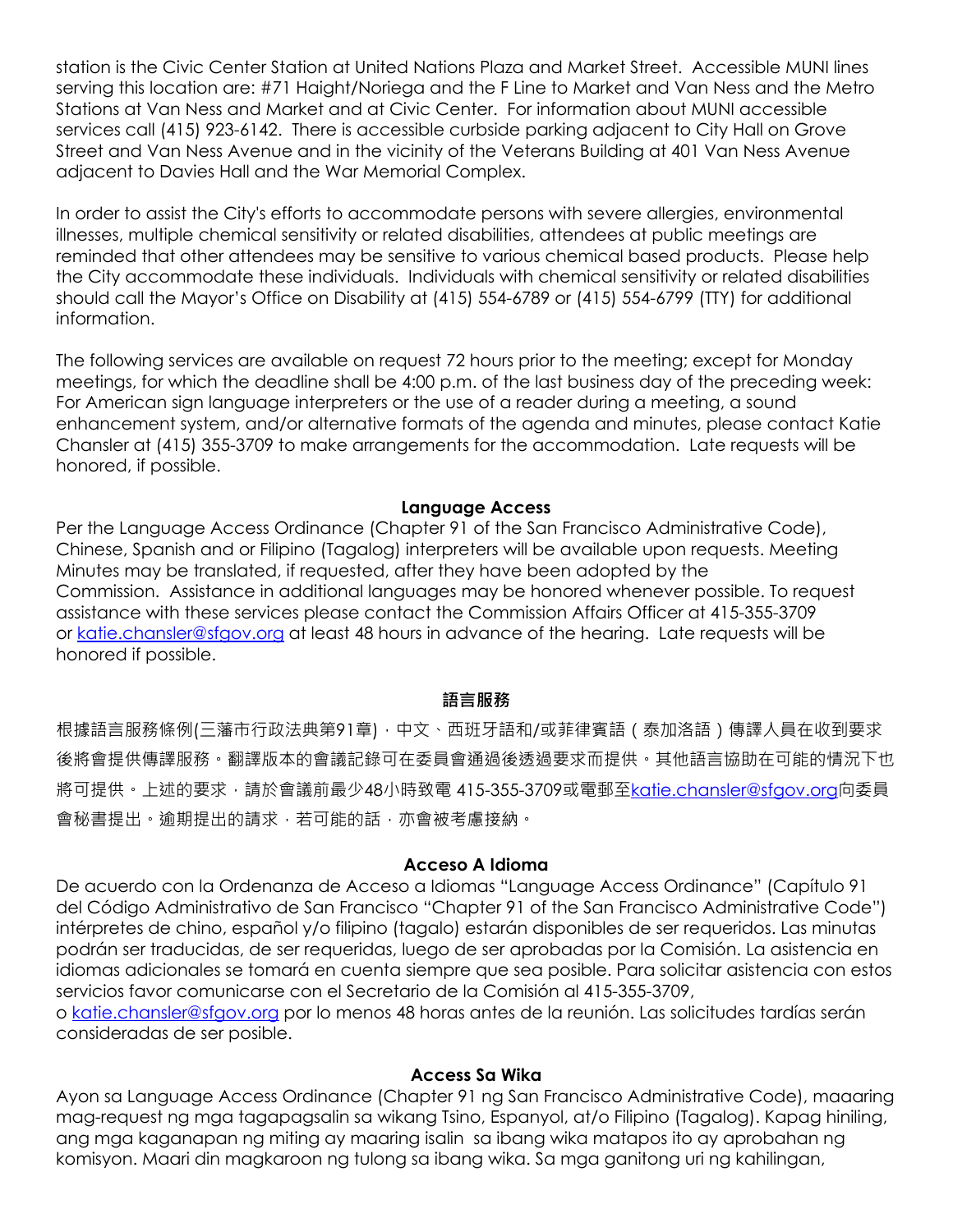station is the Civic Center Station at United Nations Plaza and Market Street. Accessible MUNI lines serving this location are: #71 Haight/Noriega and the F Line to Market and Van Ness and the Metro Stations at Van Ness and Market and at Civic Center. For information about MUNI accessible services call (415) 923-6142. There is accessible curbside parking adjacent to City Hall on Grove Street and Van Ness Avenue and in the vicinity of the Veterans Building at 401 Van Ness Avenue adjacent to Davies Hall and the War Memorial Complex.

In order to assist the City's efforts to accommodate persons with severe allergies, environmental illnesses, multiple chemical sensitivity or related disabilities, attendees at public meetings are reminded that other attendees may be sensitive to various chemical based products. Please help the City accommodate these individuals. Individuals with chemical sensitivity or related disabilities should call the Mayor's Office on Disability at (415) 554-6789 or (415) 554-6799 (TTY) for additional information.

The following services are available on request 72 hours prior to the meeting; except for Monday meetings, for which the deadline shall be 4:00 p.m. of the last business day of the preceding week: For American sign language interpreters or the use of a reader during a meeting, a sound enhancement system, and/or alternative formats of the agenda and minutes, please contact Katie Chansler at (415) 355-3709 to make arrangements for the accommodation. Late requests will be honored, if possible.

**Language Access**

Per the Language Access Ordinance (Chapter 91 of the San Francisco Administrative Code), Chinese, Spanish and or Filipino (Tagalog) interpreters will be available upon requests. Meeting Minutes may be translated, if requested, after they have been adopted by the Commission. Assistance in additional languages may be honored whenever possible. To request assistance with these services please contact the Commission Affairs Officer at 415-355-3709 or katie.chansler@sfgov.org at least 48 hours in advance of the hearing. Late requests will be honored if possible.

**語言服務**

根據語言服務條例(三藩市行政法典第91章)，中文、西班牙語和/或菲律賓語（泰加洛語）傳譯人員在收到要求後將會提供傳譯服務。翻譯版本的會議記錄可在委員會通過後透過要求而提供。其他語言協助在可能的情況下也將可提供。上述的要求，請於會議前最少48小時致電 415-355-3709或電郵至katie.chansler@sfgov.org向委員會秘書提出。逾期提出的請求，若可能的話，亦會被考慮接納。

**Acceso A Idioma**

De acuerdo con la Ordenanza de Acceso a Idiomas "Language Access Ordinance" (Capítulo 91 del Código Administrativo de San Francisco "Chapter 91 of the San Francisco Administrative Code") intérpretes de chino, español y/o filipino (tagalo) estarán disponibles de ser requeridos. Las minutas podrán ser traducidas, de ser requeridas, luego de ser aprobadas por la Comisión. La asistencia en idiomas adicionales se tomará en cuenta siempre que sea posible. Para solicitar asistencia con estos servicios favor comunicarse con el Secretario de la Comisión al 415-355-3709, o katie.chansler@sfgov.org por lo menos 48 horas antes de la reunión. Las solicitudes tardías serán consideradas de ser posible.

**Access Sa Wika**

Ayon sa Language Access Ordinance (Chapter 91 ng San Francisco Administrative Code), maaaring mag-request ng mga tagapagsalin sa wikang Tsino, Espanyol, at/o Filipino (Tagalog). Kapag hiniling, ang mga kaganapan ng miting ay maaring isalin sa ibang wika matapos ito ay aprobahan ng komisyon. Maari din magkaroon ng tulong sa ibang wika. Sa mga ganitong uri ng kahilingan,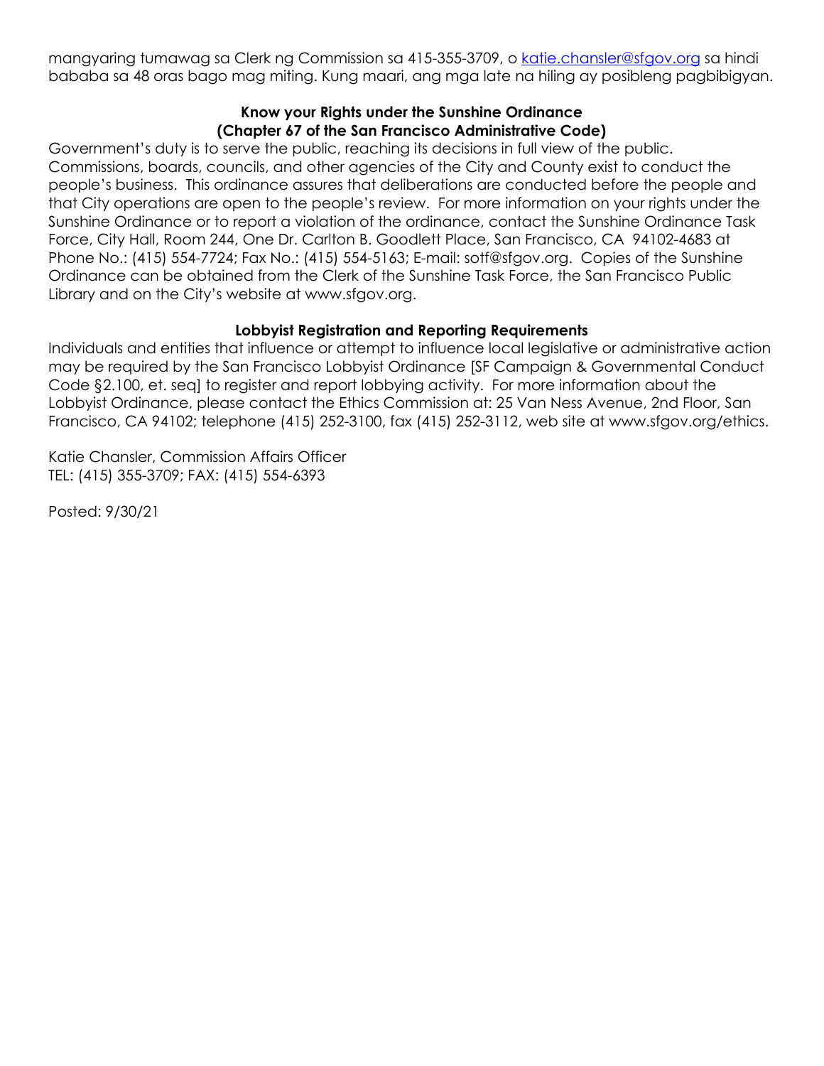mangyaring tumawag sa Clerk ng Commission sa 415-355-3709, o [katie.chansler@sfgov.org](mailto:katie.chansler@sfgov.org) sa hindi bababa sa 48 oras bago mag miting. Kung maari, ang mga late na hiling ay posibleng pagbibigyan.

**Know your Rights under the Sunshine Ordinance**
**(Chapter 67 of the San Francisco Administrative Code)**

Government's duty is to serve the public, reaching its decisions in full view of the public. Commissions, boards, councils, and other agencies of the City and County exist to conduct the people's business. This ordinance assures that deliberations are conducted before the people and that City operations are open to the people's review. For more information on your rights under the Sunshine Ordinance or to report a violation of the ordinance, contact the Sunshine Ordinance Task Force, City Hall, Room 244, One Dr. Carlton B. Goodlett Place, San Francisco, CA 94102-4683 at Phone No.: (415) 554-7724; Fax No.: (415) 554-5163; E-mail: sotf@sfgov.org. Copies of the Sunshine Ordinance can be obtained from the Clerk of the Sunshine Task Force, the San Francisco Public Library and on the City's website at www.sfgov.org.

**Lobbyist Registration and Reporting Requirements**

Individuals and entities that influence or attempt to influence local legislative or administrative action may be required by the San Francisco Lobbyist Ordinance [SF Campaign & Governmental Conduct Code §2.100, et. seq] to register and report lobbying activity. For more information about the Lobbyist Ordinance, please contact the Ethics Commission at: 25 Van Ness Avenue, 2nd Floor, San Francisco, CA 94102; telephone (415) 252-3100, fax (415) 252-3112, web site at www.sfgov.org/ethics.

Katie Chansler, Commission Affairs Officer
TEL: (415) 355-3709; FAX: (415) 554-6393

Posted: 9/30/21